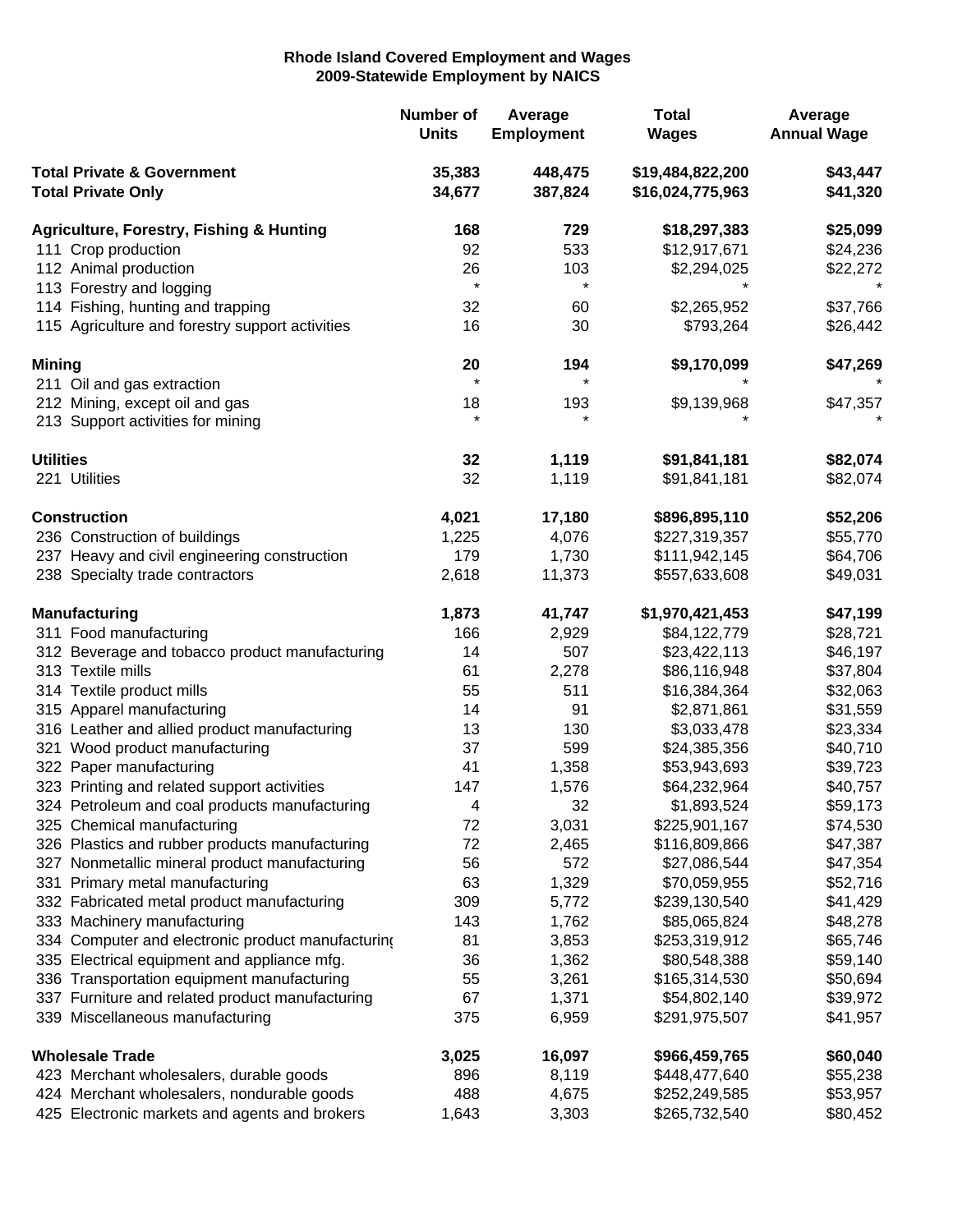# Rhode Island Covered Employment and Wages
## 2009-Statewide Employment by NAICS

| | Number of Units | Average Employment | Total Wages | Average Annual Wage |
|---|---|---|---|---|
| **Total Private & Government** | **35,383** | **448,475** | **$19,484,822,200** | **$43,447** |
| **Total Private Only** | **34,677** | **387,824** | **$16,024,775,963** | **$41,320** |
| | | | | |
| **Agriculture, Forestry, Fishing & Hunting** | **168** | **729** | **$18,297,383** | **$25,099** |
| 111 Crop production | 92 | 533 | $12,917,671 | $24,236 |
| 112 Animal production | 26 | 103 | $2,294,025 | $22,272 |
| 113 Forestry and logging | * | * | * | * |
| 114 Fishing, hunting and trapping | 32 | 60 | $2,265,952 | $37,766 |
| 115 Agriculture and forestry support activities | 16 | 30 | $793,264 | $26,442 |
| | | | | |
| **Mining** | **20** | **194** | **$9,170,099** | **$47,269** |
| 211 Oil and gas extraction | * | * | * | * |
| 212 Mining, except oil and gas | 18 | 193 | $9,139,968 | $47,357 |
| 213 Support activities for mining | * | * | * | * |
| | | | | |
| **Utilities** | **32** | **1,119** | **$91,841,181** | **$82,074** |
| 221 Utilities | 32 | 1,119 | $91,841,181 | $82,074 |
| | | | | |
| **Construction** | **4,021** | **17,180** | **$896,895,110** | **$52,206** |
| 236 Construction of buildings | 1,225 | 4,076 | $227,319,357 | $55,770 |
| 237 Heavy and civil engineering construction | 179 | 1,730 | $111,942,145 | $64,706 |
| 238 Specialty trade contractors | 2,618 | 11,373 | $557,633,608 | $49,031 |
| | | | | |
| **Manufacturing** | **1,873** | **41,747** | **$1,970,421,453** | **$47,199** |
| 311 Food manufacturing | 166 | 2,929 | $84,122,779 | $28,721 |
| 312 Beverage and tobacco product manufacturing | 14 | 507 | $23,422,113 | $46,197 |
| 313 Textile mills | 61 | 2,278 | $86,116,948 | $37,804 |
| 314 Textile product mills | 55 | 511 | $16,384,364 | $32,063 |
| 315 Apparel manufacturing | 14 | 91 | $2,871,861 | $31,559 |
| 316 Leather and allied product manufacturing | 13 | 130 | $3,033,478 | $23,334 |
| 321 Wood product manufacturing | 37 | 599 | $24,385,356 | $40,710 |
| 322 Paper manufacturing | 41 | 1,358 | $53,943,693 | $39,723 |
| 323 Printing and related support activities | 147 | 1,576 | $64,232,964 | $40,757 |
| 324 Petroleum and coal products manufacturing | 4 | 32 | $1,893,524 | $59,173 |
| 325 Chemical manufacturing | 72 | 3,031 | $225,901,167 | $74,530 |
| 326 Plastics and rubber products manufacturing | 72 | 2,465 | $116,809,866 | $47,387 |
| 327 Nonmetallic mineral product manufacturing | 56 | 572 | $27,086,544 | $47,354 |
| 331 Primary metal manufacturing | 63 | 1,329 | $70,059,955 | $52,716 |
| 332 Fabricated metal product manufacturing | 309 | 5,772 | $239,130,540 | $41,429 |
| 333 Machinery manufacturing | 143 | 1,762 | $85,065,824 | $48,278 |
| 334 Computer and electronic product manufacturing | 81 | 3,853 | $253,319,912 | $65,746 |
| 335 Electrical equipment and appliance mfg. | 36 | 1,362 | $80,548,388 | $59,140 |
| 336 Transportation equipment manufacturing | 55 | 3,261 | $165,314,530 | $50,694 |
| 337 Furniture and related product manufacturing | 67 | 1,371 | $54,802,140 | $39,972 |
| 339 Miscellaneous manufacturing | 375 | 6,959 | $291,975,507 | $41,957 |
| | | | | |
| **Wholesale Trade** | **3,025** | **16,097** | **$966,459,765** | **$60,040** |
| 423 Merchant wholesalers, durable goods | 896 | 8,119 | $448,477,640 | $55,238 |
| 424 Merchant wholesalers, nondurable goods | 488 | 4,675 | $252,249,585 | $53,957 |
| 425 Electronic markets and agents and brokers | 1,643 | 3,303 | $265,732,540 | $80,452 |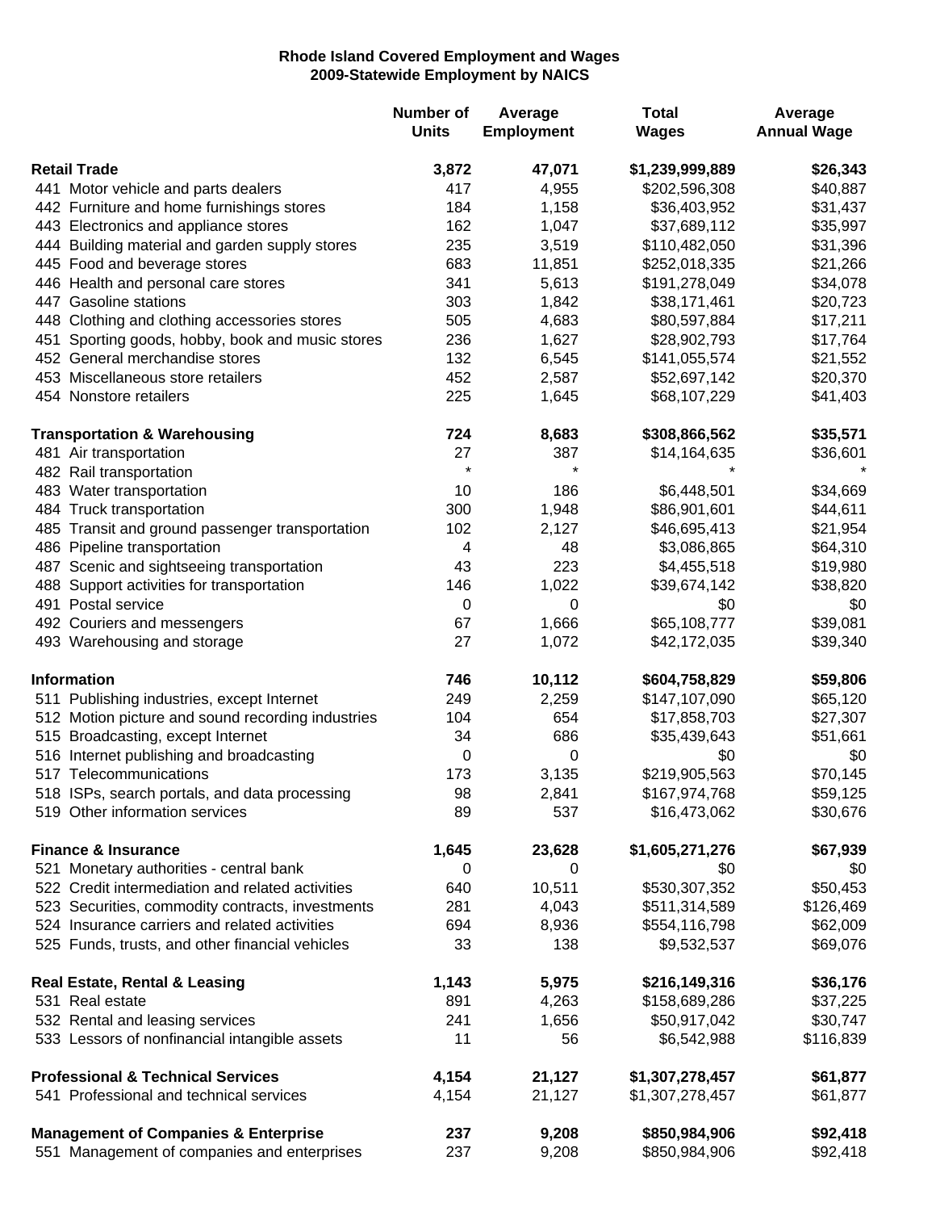# Rhode Island Covered Employment and Wages
## 2009-Statewide Employment by NAICS

| | Number of Units | Average Employment | Total Wages | Average Annual Wage |
|---|---|---|---|---|
| **Retail Trade** | **3,872** | **47,071** | **$1,239,999,889** | **$26,343** |
| 441 Motor vehicle and parts dealers | 417 | 4,955 | $202,596,308 | $40,887 |
| 442 Furniture and home furnishings stores | 184 | 1,158 | $36,403,952 | $31,437 |
| 443 Electronics and appliance stores | 162 | 1,047 | $37,689,112 | $35,997 |
| 444 Building material and garden supply stores | 235 | 3,519 | $110,482,050 | $31,396 |
| 445 Food and beverage stores | 683 | 11,851 | $252,018,335 | $21,266 |
| 446 Health and personal care stores | 341 | 5,613 | $191,278,049 | $34,078 |
| 447 Gasoline stations | 303 | 1,842 | $38,171,461 | $20,723 |
| 448 Clothing and clothing accessories stores | 505 | 4,683 | $80,597,884 | $17,211 |
| 451 Sporting goods, hobby, book and music stores | 236 | 1,627 | $28,902,793 | $17,764 |
| 452 General merchandise stores | 132 | 6,545 | $141,055,574 | $21,552 |
| 453 Miscellaneous store retailers | 452 | 2,587 | $52,697,142 | $20,370 |
| 454 Nonstore retailers | 225 | 1,645 | $68,107,229 | $41,403 |
| **Transportation & Warehousing** | **724** | **8,683** | **$308,866,562** | **$35,571** |
| 481 Air transportation | 27 | 387 | $14,164,635 | $36,601 |
| 482 Rail transportation | * | * | * | * |
| 483 Water transportation | 10 | 186 | $6,448,501 | $34,669 |
| 484 Truck transportation | 300 | 1,948 | $86,901,601 | $44,611 |
| 485 Transit and ground passenger transportation | 102 | 2,127 | $46,695,413 | $21,954 |
| 486 Pipeline transportation | 4 | 48 | $3,086,865 | $64,310 |
| 487 Scenic and sightseeing transportation | 43 | 223 | $4,455,518 | $19,980 |
| 488 Support activities for transportation | 146 | 1,022 | $39,674,142 | $38,820 |
| 491 Postal service | 0 | 0 | $0 | $0 |
| 492 Couriers and messengers | 67 | 1,666 | $65,108,777 | $39,081 |
| 493 Warehousing and storage | 27 | 1,072 | $42,172,035 | $39,340 |
| **Information** | **746** | **10,112** | **$604,758,829** | **$59,806** |
| 511 Publishing industries, except Internet | 249 | 2,259 | $147,107,090 | $65,120 |
| 512 Motion picture and sound recording industries | 104 | 654 | $17,858,703 | $27,307 |
| 515 Broadcasting, except Internet | 34 | 686 | $35,439,643 | $51,661 |
| 516 Internet publishing and broadcasting | 0 | 0 | $0 | $0 |
| 517 Telecommunications | 173 | 3,135 | $219,905,563 | $70,145 |
| 518 ISPs, search portals, and data processing | 98 | 2,841 | $167,974,768 | $59,125 |
| 519 Other information services | 89 | 537 | $16,473,062 | $30,676 |
| **Finance & Insurance** | **1,645** | **23,628** | **$1,605,271,276** | **$67,939** |
| 521 Monetary authorities - central bank | 0 | 0 | $0 | $0 |
| 522 Credit intermediation and related activities | 640 | 10,511 | $530,307,352 | $50,453 |
| 523 Securities, commodity contracts, investments | 281 | 4,043 | $511,314,589 | $126,469 |
| 524 Insurance carriers and related activities | 694 | 8,936 | $554,116,798 | $62,009 |
| 525 Funds, trusts, and other financial vehicles | 33 | 138 | $9,532,537 | $69,076 |
| **Real Estate, Rental & Leasing** | **1,143** | **5,975** | **$216,149,316** | **$36,176** |
| 531 Real estate | 891 | 4,263 | $158,689,286 | $37,225 |
| 532 Rental and leasing services | 241 | 1,656 | $50,917,042 | $30,747 |
| 533 Lessors of nonfinancial intangible assets | 11 | 56 | $6,542,988 | $116,839 |
| **Professional & Technical Services** | **4,154** | **21,127** | **$1,307,278,457** | **$61,877** |
| 541 Professional and technical services | 4,154 | 21,127 | $1,307,278,457 | $61,877 |
| **Management of Companies & Enterprise** | **237** | **9,208** | **$850,984,906** | **$92,418** |
| 551 Management of companies and enterprises | 237 | 9,208 | $850,984,906 | $92,418 |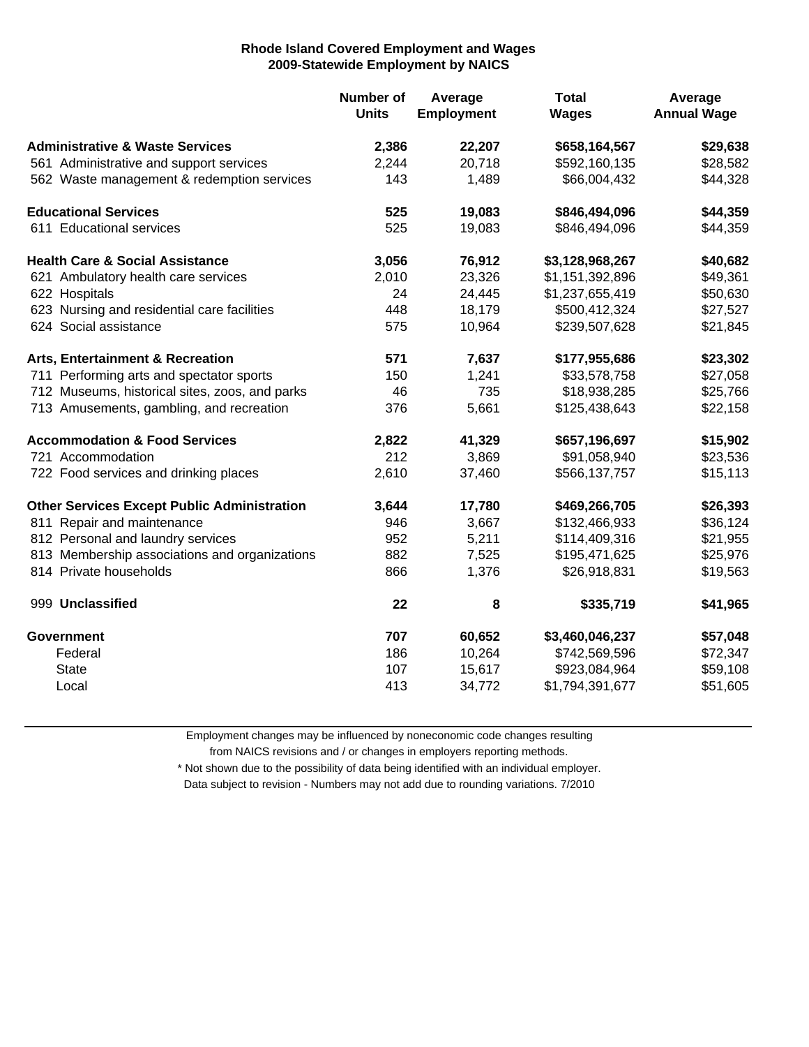**Rhode Island Covered Employment and Wages**
**2009-Statewide Employment by NAICS**

| | Number of Units | Average Employment | Total Wages | Average Annual Wage |
|---|---|---|---|---|
| **Administrative & Waste Services** | **2,386** | **22,207** | **$658,164,567** | **$29,638** |
| 561 Administrative and support services | 2,244 | 20,718 | $592,160,135 | $28,582 |
| 562 Waste management & redemption services | 143 | 1,489 | $66,004,432 | $44,328 |
| **Educational Services** | **525** | **19,083** | **$846,494,096** | **$44,359** |
| 611 Educational services | 525 | 19,083 | $846,494,096 | $44,359 |
| **Health Care & Social Assistance** | **3,056** | **76,912** | **$3,128,968,267** | **$40,682** |
| 621 Ambulatory health care services | 2,010 | 23,326 | $1,151,392,896 | $49,361 |
| 622 Hospitals | 24 | 24,445 | $1,237,655,419 | $50,630 |
| 623 Nursing and residential care facilities | 448 | 18,179 | $500,412,324 | $27,527 |
| 624 Social assistance | 575 | 10,964 | $239,507,628 | $21,845 |
| **Arts, Entertainment & Recreation** | **571** | **7,637** | **$177,955,686** | **$23,302** |
| 711 Performing arts and spectator sports | 150 | 1,241 | $33,578,758 | $27,058 |
| 712 Museums, historical sites, zoos, and parks | 46 | 735 | $18,938,285 | $25,766 |
| 713 Amusements, gambling, and recreation | 376 | 5,661 | $125,438,643 | $22,158 |
| **Accommodation & Food Services** | **2,822** | **41,329** | **$657,196,697** | **$15,902** |
| 721 Accommodation | 212 | 3,869 | $91,058,940 | $23,536 |
| 722 Food services and drinking places | 2,610 | 37,460 | $566,137,757 | $15,113 |
| **Other Services Except Public Administration** | **3,644** | **17,780** | **$469,266,705** | **$26,393** |
| 811 Repair and maintenance | 946 | 3,667 | $132,466,933 | $36,124 |
| 812 Personal and laundry services | 952 | 5,211 | $114,409,316 | $21,955 |
| 813 Membership associations and organizations | 882 | 7,525 | $195,471,625 | $25,976 |
| 814 Private households | 866 | 1,376 | $26,918,831 | $19,563 |
| 999 **Unclassified** | **22** | **8** | **$335,719** | **$41,965** |
| **Government** | **707** | **60,652** | **$3,460,046,237** | **$57,048** |
| Federal | 186 | 10,264 | $742,569,596 | $72,347 |
| State | 107 | 15,617 | $923,084,964 | $59,108 |
| Local | 413 | 34,772 | $1,794,391,677 | $51,605 |

Employment changes may be influenced by noneconomic code changes resulting from NAICS revisions and / or changes in employers reporting methods.

* Not shown due to the possibility of data being identified with an individual employer.

Data subject to revision - Numbers may not add due to rounding variations. 7/2010